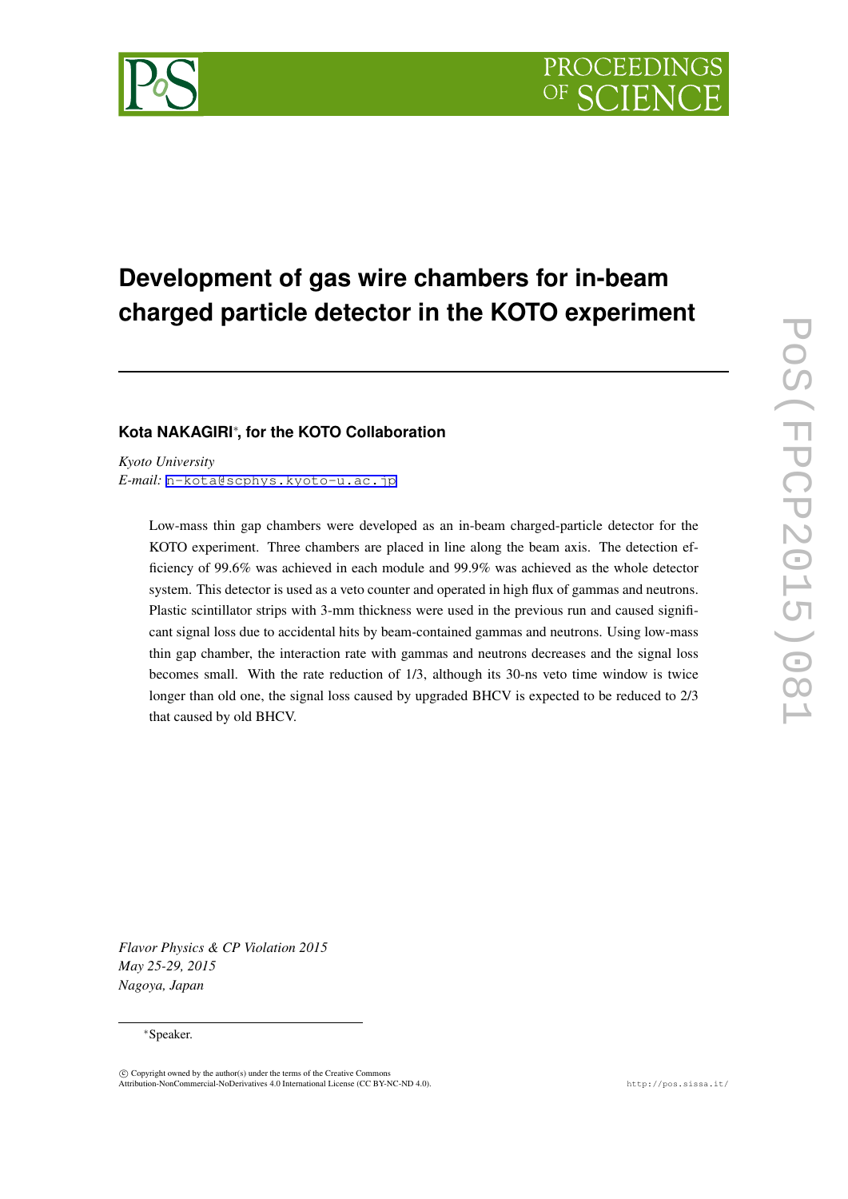# Development of gas wire chambers for in-beam charged particle detector in the KOTO experiment

**Kota NAKAGIRI***, **for the KOTO Collaboration**

*Kyoto University*
*E-mail:* n-kota@scphys.kyoto-u.ac.jp

Low-mass thin gap chambers were developed as an in-beam charged-particle detector for the KOTO experiment. Three chambers are placed in line along the beam axis. The detection efficiency of 99.6% was achieved in each module and 99.9% was achieved as the whole detector system. This detector is used as a veto counter and operated in high flux of gammas and neutrons. Plastic scintillator strips with 3-mm thickness were used in the previous run and caused significant signal loss due to accidental hits by beam-contained gammas and neutrons. Using low-mass thin gap chamber, the interaction rate with gammas and neutrons decreases and the signal loss becomes small. With the rate reduction of 1/3, although its 30-ns veto time window is twice longer than old one, the signal loss caused by upgraded BHCV is expected to be reduced to 2/3 that caused by old BHCV.

*Flavor Physics & CP Violation 2015*
*May 25-29, 2015*
*Nagoya, Japan*

*Speaker.

© Copyright owned by the author(s) under the terms of the Creative Commons Attribution-NonCommercial-NoDerivatives 4.0 International License (CC BY-NC-ND 4.0).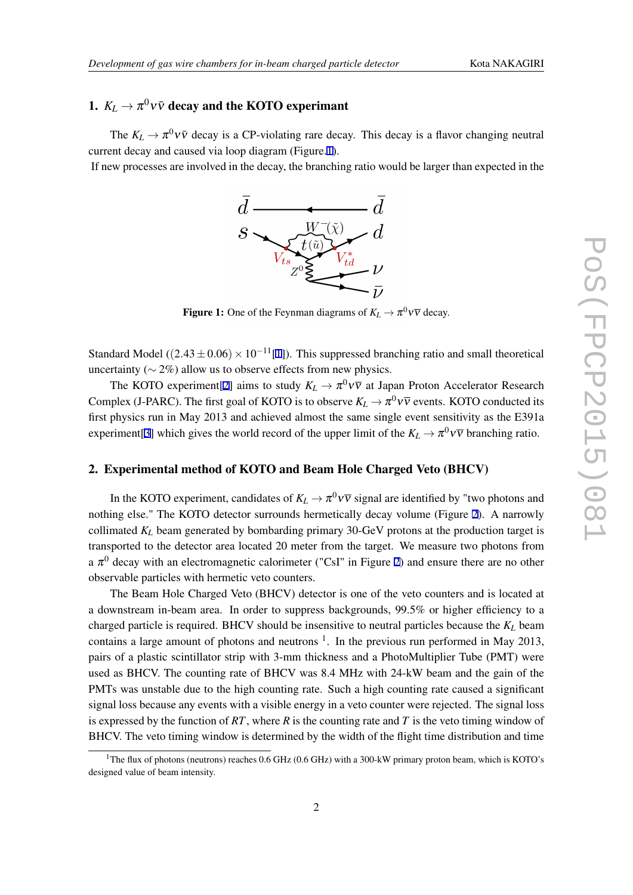## 1. $K_L \to \pi^0 \nu\bar{\nu}$ decay and the KOTO experimant

The $K_L \to \pi^0 \nu\bar{\nu}$ decay is a CP-violating rare decay. This decay is a flavor changing neutral current decay and caused via loop diagram (Figure 1).

If new processes are involved in the decay, the branching ratio would be larger than expected in the

**Figure 1:** One of the Feynman diagrams of $K_L \to \pi^0 \nu\bar{\nu}$ decay.

Standard Model ($(2.43 \pm 0.06) \times 10^{-11}$[1]). This suppressed branching ratio and small theoretical uncertainty ($\sim 2\%$) allow us to observe effects from new physics.

The KOTO experiment[2] aims to study $K_L \to \pi^0 \nu\bar{\nu}$ at Japan Proton Accelerator Research Complex (J-PARC). The first goal of KOTO is to observe $K_L \to \pi^0 \nu\bar{\nu}$ events. KOTO conducted its first physics run in May 2013 and achieved almost the same single event sensitivity as the E391a experiment[3] which gives the world record of the upper limit of the $K_L \to \pi^0 \nu\bar{\nu}$ branching ratio.

## 2. Experimental method of KOTO and Beam Hole Charged Veto (BHCV)

In the KOTO experiment, candidates of $K_L \to \pi^0 \nu\bar{\nu}$ signal are identified by "two photons and nothing else." The KOTO detector surrounds hermetically decay volume (Figure 2). A narrowly collimated $K_L$ beam generated by bombarding primary 30-GeV protons at the production target is transported to the detector area located 20 meter from the target. We measure two photons from a $\pi^0$ decay with an electromagnetic calorimeter ("CsI" in Figure 2) and ensure there are no other observable particles with hermetic veto counters.

The Beam Hole Charged Veto (BHCV) detector is one of the veto counters and is located at a downstream in-beam area. In order to suppress backgrounds, 99.5% or higher efficiency to a charged particle is required. BHCV should be insensitive to neutral particles because the $K_L$ beam contains a large amount of photons and neutrons [1]. In the previous run performed in May 2013, pairs of a plastic scintillator strip with 3-mm thickness and a PhotoMultiplier Tube (PMT) were used as BHCV. The counting rate of BHCV was 8.4 MHz with 24-kW beam and the gain of the PMTs was unstable due to the high counting rate. Such a high counting rate caused a significant signal loss because any events with a visible energy in a veto counter were rejected. The signal loss is expressed by the function of $RT$, where $R$ is the counting rate and $T$ is the veto timing window of BHCV. The veto timing window is determined by the width of the flight time distribution and time

[1] The flux of photons (neutrons) reaches 0.6 GHz (0.6 GHz) with a 300-kW primary proton beam, which is KOTO's designed value of beam intensity.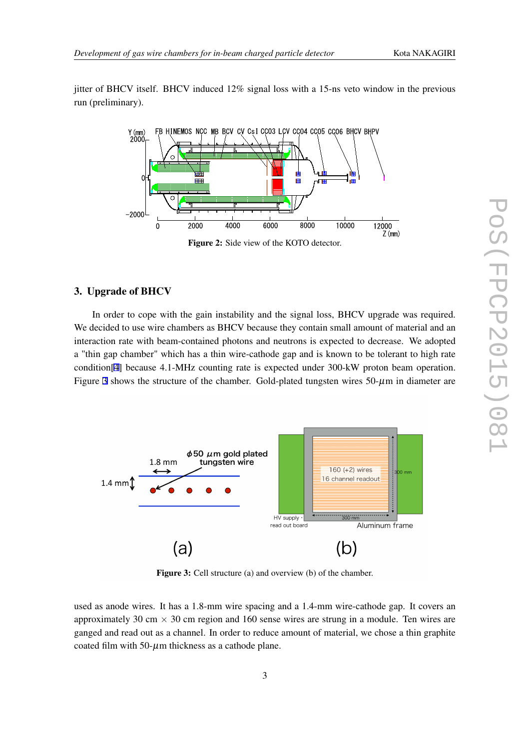jitter of BHCV itself. BHCV induced 12% signal loss with a 15-ns veto window in the previous run (preliminary).

**Figure 2:** Side view of the KOTO detector.

## 3. Upgrade of BHCV

In order to cope with the gain instability and the signal loss, BHCV upgrade was required. We decided to use wire chambers as BHCV because they contain small amount of material and an interaction rate with beam-contained photons and neutrons is expected to decrease. We adopted a "thin gap chamber" which has a thin wire-cathode gap and is known to be tolerant to high rate condition[4] because 4.1-MHz counting rate is expected under 300-kW proton beam operation. Figure 3 shows the structure of the chamber. Gold-plated tungsten wires 50-$\mu$m in diameter are

**Figure 3:** Cell structure (a) and overview (b) of the chamber.

used as anode wires. It has a 1.8-mm wire spacing and a 1.4-mm wire-cathode gap. It covers an approximately 30 cm $\times$ 30 cm region and 160 sense wires are strung in a module. Ten wires are ganged and read out as a channel. In order to reduce amount of material, we chose a thin graphite coated film with 50-$\mu$m thickness as a cathode plane.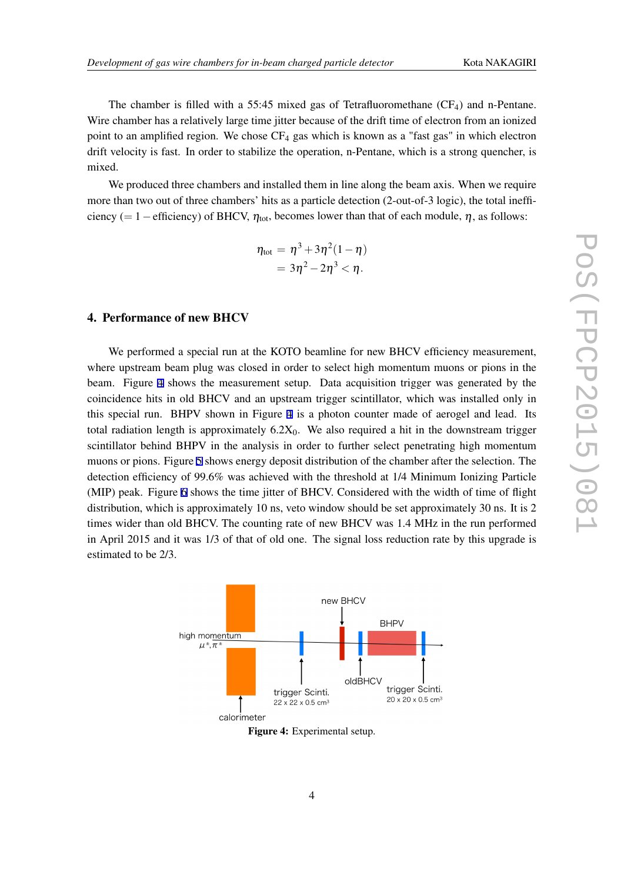The chamber is filled with a 55:45 mixed gas of Tetrafluoromethane ($CF_4$) and n-Pentane. Wire chamber has a relatively large time jitter because of the drift time of electron from an ionized point to an amplified region. We chose $CF_4$ gas which is known as a "fast gas" in which electron drift velocity is fast. In order to stabilize the operation, n-Pentane, which is a strong quencher, is mixed.

We produced three chambers and installed them in line along the beam axis. When we require more than two out of three chambers' hits as a particle detection (2-out-of-3 logic), the total inefficiency ($= 1 -$ efficiency) of BHCV, $\eta_{\text{tot}}$, becomes lower than that of each module, $\eta$, as follows:

$$
\begin{aligned}
\eta_{\text{tot}} &= \eta^3 + 3\eta^2(1-\eta) \\
&= 3\eta^2 - 2\eta^3 < \eta.
\end{aligned}
$$

## 4. Performance of new BHCV

We performed a special run at the KOTO beamline for new BHCV efficiency measurement, where upstream beam plug was closed in order to select high momentum muons or pions in the beam. Figure 4 shows the measurement setup. Data acquisition trigger was generated by the coincidence hits in old BHCV and an upstream trigger scintillator, which was installed only in this special run. BHPV shown in Figure 4 is a photon counter made of aerogel and lead. Its total radiation length is approximately 6.2$X_0$. We also required a hit in the downstream trigger scintillator behind BHPV in the analysis in order to further select penetrating high momentum muons or pions. Figure 5 shows energy deposit distribution of the chamber after the selection. The detection efficiency of 99.6% was achieved with the threshold at 1/4 Minimum Ionizing Particle (MIP) peak. Figure 6 shows the time jitter of BHCV. Considered with the width of time of flight distribution, which is approximately 10 ns, veto window should be set approximately 30 ns. It is 2 times wider than old BHCV. The counting rate of new BHCV was 1.4 MHz in the run performed in April 2015 and it was 1/3 of that of old one. The signal loss reduction rate by this upgrade is estimated to be 2/3.

**Figure 4:** Experimental setup.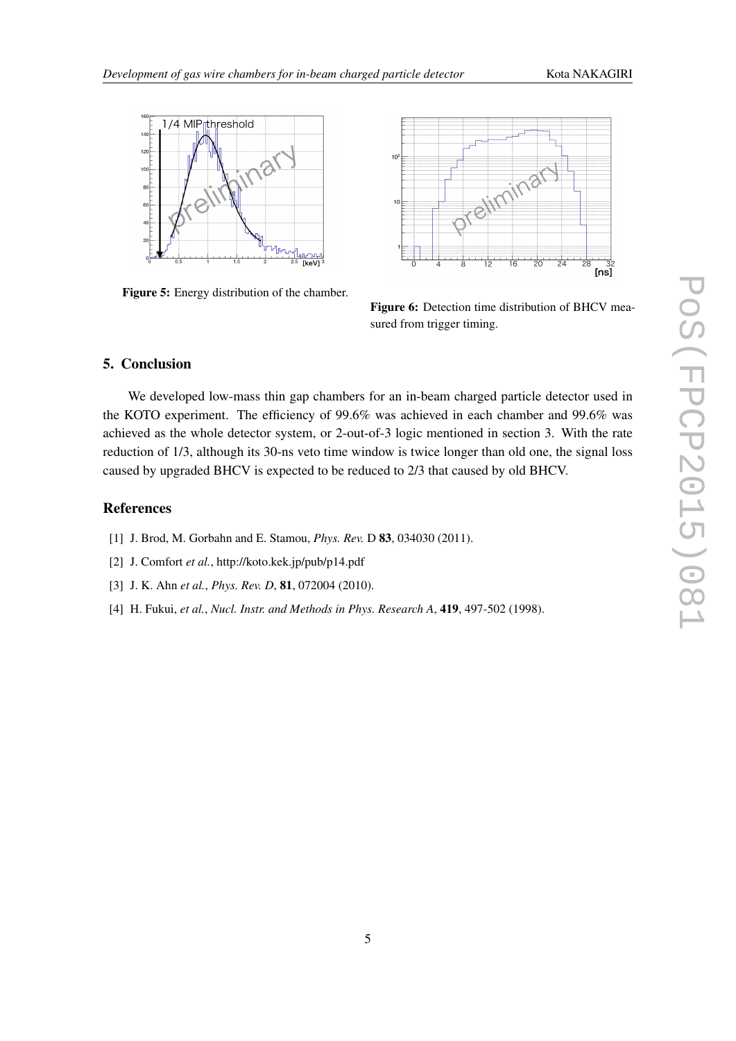1/4 MIP threshold

preliminary

[keV]

0, 20, 40, 60, 80, 100, 120, 140, 160

0, 0.5, 1, 1.5, 2, 2.5, 3

**Figure 5:** Energy distribution of the chamber.

preliminary

$10^2$

10

1

0, 4, 8, 12, 16, 20, 24, 28, 32

[ns]

**Figure 6:** Detection time distribution of BHCV measured from trigger timing.

## 5. Conclusion

We developed low-mass thin gap chambers for an in-beam charged particle detector used in the KOTO experiment. The efficiency of 99.6% was achieved in each chamber and 99.6% was achieved as the whole detector system, or 2-out-of-3 logic mentioned in section 3. With the rate reduction of 1/3, although its 30-ns veto time window is twice longer than old one, the signal loss caused by upgraded BHCV is expected to be reduced to 2/3 that caused by old BHCV.

## References

[1] J. Brod, M. Gorbahn and E. Stamou, *Phys. Rev.* D **83**, 034030 (2011).

[2] J. Comfort *et al.*, http://koto.kek.jp/pub/p14.pdf

[3] J. K. Ahn *et al.*, *Phys. Rev. D*, **81**, 072004 (2010).

[4] H. Fukui, *et al.*, *Nucl. Instr. and Methods in Phys. Research A*, **419**, 497-502 (1998).